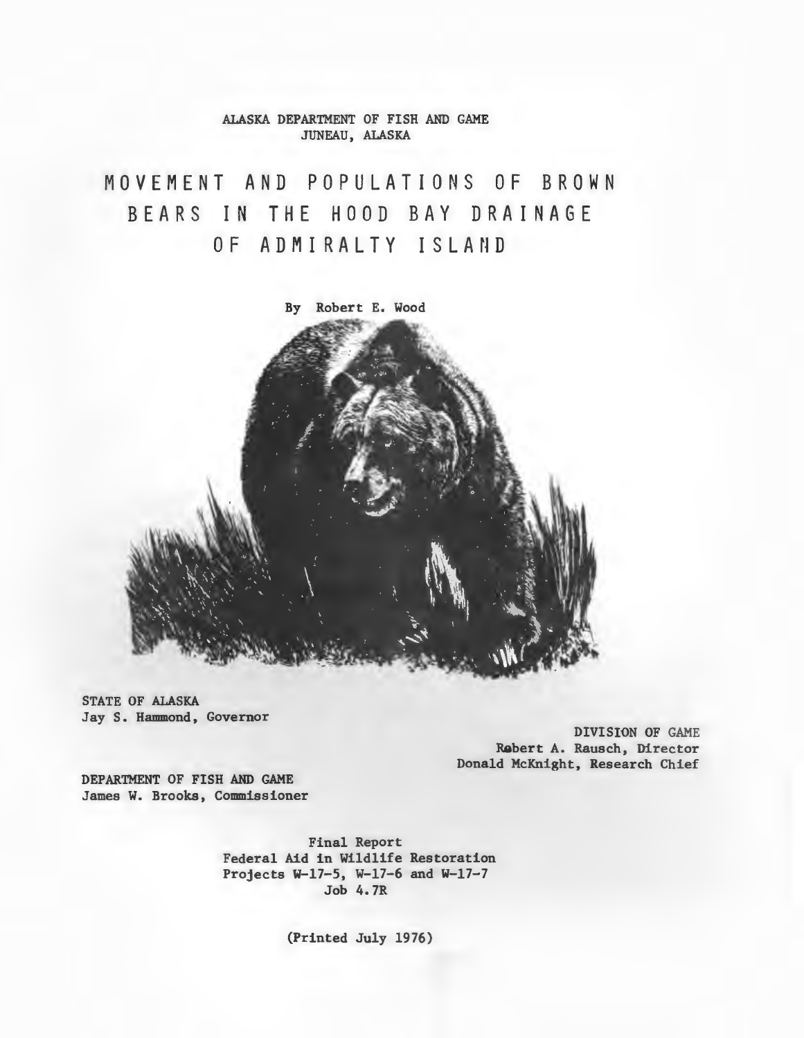ALASKA DEPARTMENT OF FISH AND GAME
JUNEAU, ALASKA

# MOVEMENT AND POPULATIONS OF BROWN BEARS IN THE HOOD BAY DRAINAGE OF ADMIRALTY ISLAND

By Robert E. Wood

STATE OF ALASKA
Jay S. Hammond, Governor

DIVISION OF GAME
Robert A. Rausch, Director
Donald McKnight, Research Chief

DEPARTMENT OF FISH AND GAME
James W. Brooks, Commissioner

Final Report
Federal Aid in Wildlife Restoration
Projects W-17-5, W-17-6 and W-17-7
Job 4.7R

(Printed July 1976)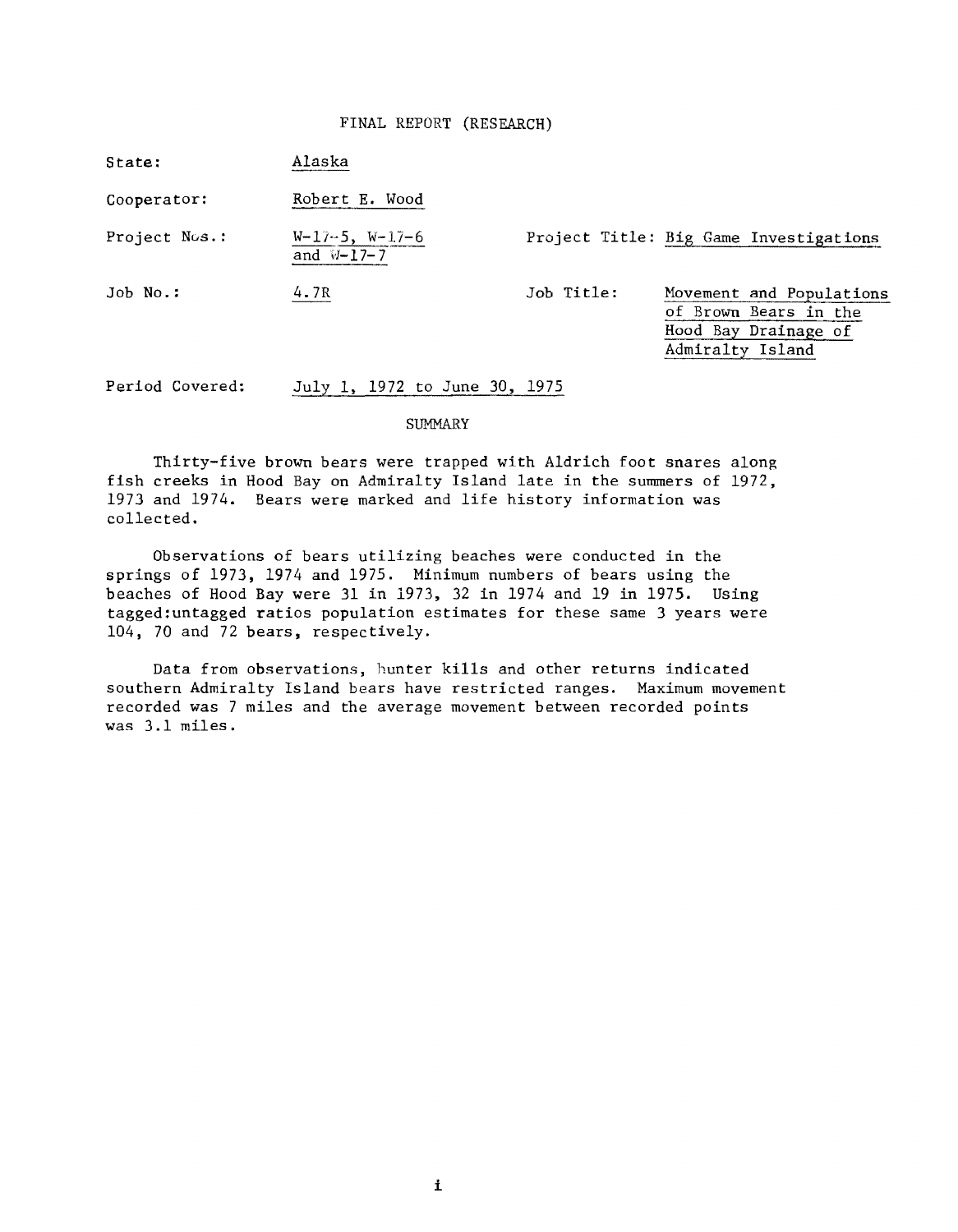FINAL REPORT (RESEARCH)

| | | | |
|---|---|---|---|
| State: | Alaska | | |
| Cooperator: | Robert E. Wood | | |
| Project Nos.: | W-17-5, W-17-6 and W-17-7 | Project Title: | Big Game Investigations |
| Job No.: | 4.7R | Job Title: | Movement and Populations of Brown Bears in the Hood Bay Drainage of Admiralty Island |
| Period Covered: | July 1, 1972 to June 30, 1975 | | |

## SUMMARY

Thirty-five brown bears were trapped with Aldrich foot snares along fish creeks in Hood Bay on Admiralty Island late in the summers of 1972, 1973 and 1974. Bears were marked and life history information was collected.

Observations of bears utilizing beaches were conducted in the springs of 1973, 1974 and 1975. Minimum numbers of bears using the beaches of Hood Bay were 31 in 1973, 32 in 1974 and 19 in 1975. Using tagged:untagged ratios population estimates for these same 3 years were 104, 70 and 72 bears, respectively.

Data from observations, hunter kills and other returns indicated southern Admiralty Island bears have restricted ranges. Maximum movement recorded was 7 miles and the average movement between recorded points was 3.1 miles.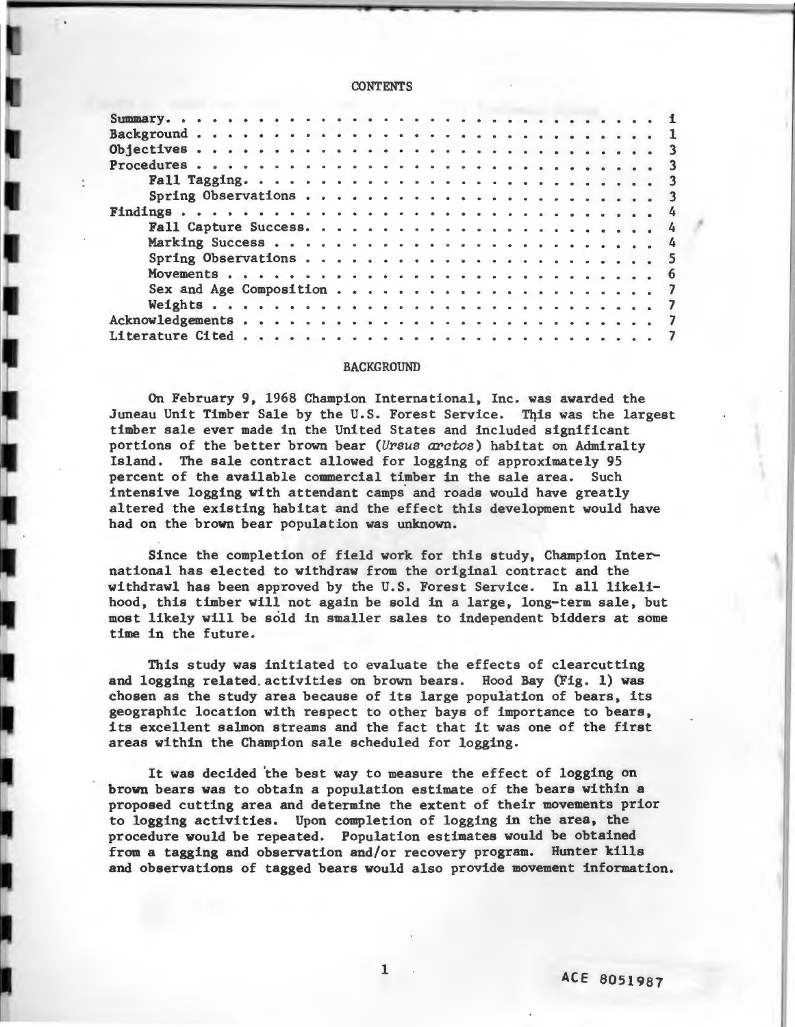## CONTENTS

| | |
|---|---|
| Summary | i |
| Background | 1 |
| Objectives | 3 |
| Procedures | 3 |
| Fall Tagging | 3 |
| Spring Observations | 3 |
| Findings | 4 |
| Fall Capture Success | 4 |
| Marking Success | 4 |
| Spring Observations | 5 |
| Movements | 6 |
| Sex and Age Composition | 7 |
| Weights | 7 |
| Acknowledgements | 7 |
| Literature Cited | 7 |

## BACKGROUND

On February 9, 1968 Champion International, Inc. was awarded the Juneau Unit Timber Sale by the U.S. Forest Service. This was the largest timber sale ever made in the United States and included significant portions of the better brown bear (*Ursus arctos*) habitat on Admiralty Island. The sale contract allowed for logging of approximately 95 percent of the available commercial timber in the sale area. Such intensive logging with attendant camps and roads would have greatly altered the existing habitat and the effect this development would have had on the brown bear population was unknown.

Since the completion of field work for this study, Champion International has elected to withdraw from the original contract and the withdrawl has been approved by the U.S. Forest Service. In all likelihood, this timber will not again be sold in a large, long-term sale, but most likely will be sold in smaller sales to independent bidders at some time in the future.

This study was initiated to evaluate the effects of clearcutting and logging related activities on brown bears. Hood Bay (Fig. 1) was chosen as the study area because of its large population of bears, its geographic location with respect to other bays of importance to bears, its excellent salmon streams and the fact that it was one of the first areas within the Champion sale scheduled for logging.

It was decided the best way to measure the effect of logging on brown bears was to obtain a population estimate of the bears within a proposed cutting area and determine the extent of their movements prior to logging activities. Upon completion of logging in the area, the procedure would be repeated. Population estimates would be obtained from a tagging and observation and/or recovery program. Hunter kills and observations of tagged bears would also provide movement information.

ACE 8051987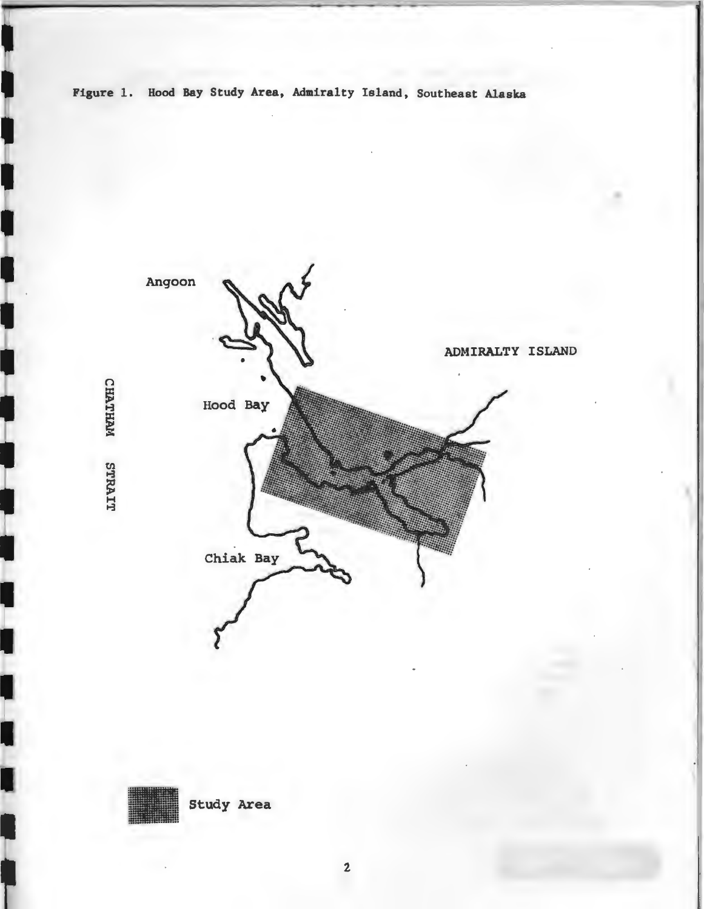Figure 1. Hood Bay Study Area, Admiralty Island, Southeast Alaska

Angoon

ADMIRALTY ISLAND

CHATHAM STRAIT

Hood Bay

Chiak Bay

Study Area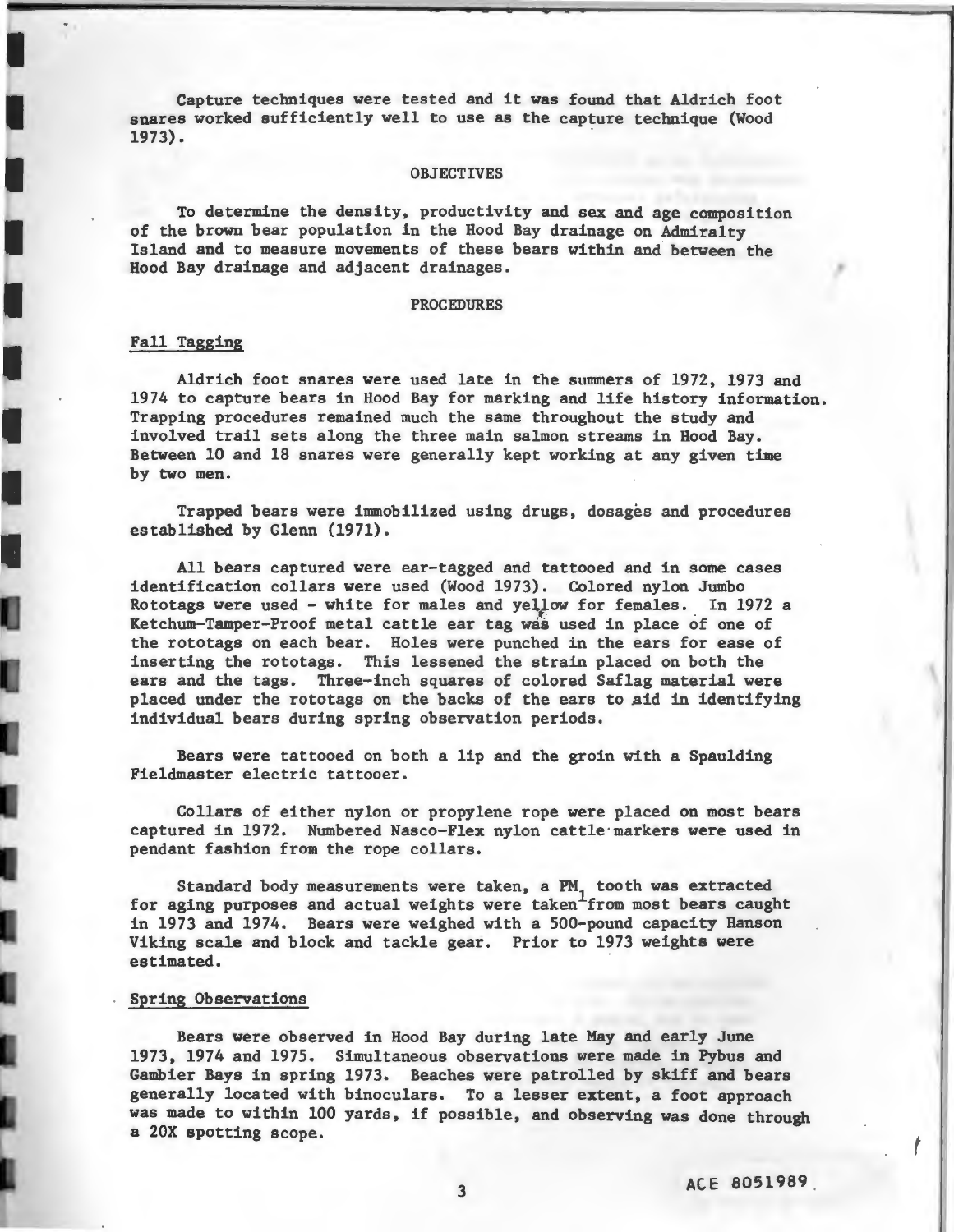Capture techniques were tested and it was found that Aldrich foot snares worked sufficiently well to use as the capture technique (Wood 1973).

## OBJECTIVES

To determine the density, productivity and sex and age composition of the brown bear population in the Hood Bay drainage on Admiralty Island and to measure movements of these bears within and between the Hood Bay drainage and adjacent drainages.

## PROCEDURES

### Fall Tagging

Aldrich foot snares were used late in the summers of 1972, 1973 and 1974 to capture bears in Hood Bay for marking and life history information. Trapping procedures remained much the same throughout the study and involved trail sets along the three main salmon streams in Hood Bay. Between 10 and 18 snares were generally kept working at any given time by two men.

Trapped bears were immobilized using drugs, dosages and procedures established by Glenn (1971).

All bears captured were ear-tagged and tattooed and in some cases identification collars were used (Wood 1973). Colored nylon Jumbo Rototags were used - white for males and yellow for females. In 1972 a Ketchum-Tamper-Proof metal cattle ear tag was used in place of one of the rototags on each bear. Holes were punched in the ears for ease of inserting the rototags. This lessened the strain placed on both the ears and the tags. Three-inch squares of colored Saflag material were placed under the rototags on the backs of the ears to aid in identifying individual bears during spring observation periods.

Bears were tattooed on both a lip and the groin with a Spaulding Fieldmaster electric tattooer.

Collars of either nylon or propylene rope were placed on most bears captured in 1972. Numbered Nasco-Flex nylon cattle markers were used in pendant fashion from the rope collars.

Standard body measurements were taken, a $PM_1$ tooth was extracted for aging purposes and actual weights were taken from most bears caught in 1973 and 1974. Bears were weighed with a 500-pound capacity Hanson Viking scale and block and tackle gear. Prior to 1973 weights were estimated.

### Spring Observations

Bears were observed in Hood Bay during late May and early June 1973, 1974 and 1975. Simultaneous observations were made in Pybus and Gambier Bays in spring 1973. Beaches were patrolled by skiff and bears generally located with binoculars. To a lesser extent, a foot approach was made to within 100 yards, if possible, and observing was done through a 20X spotting scope.

ACE 8051989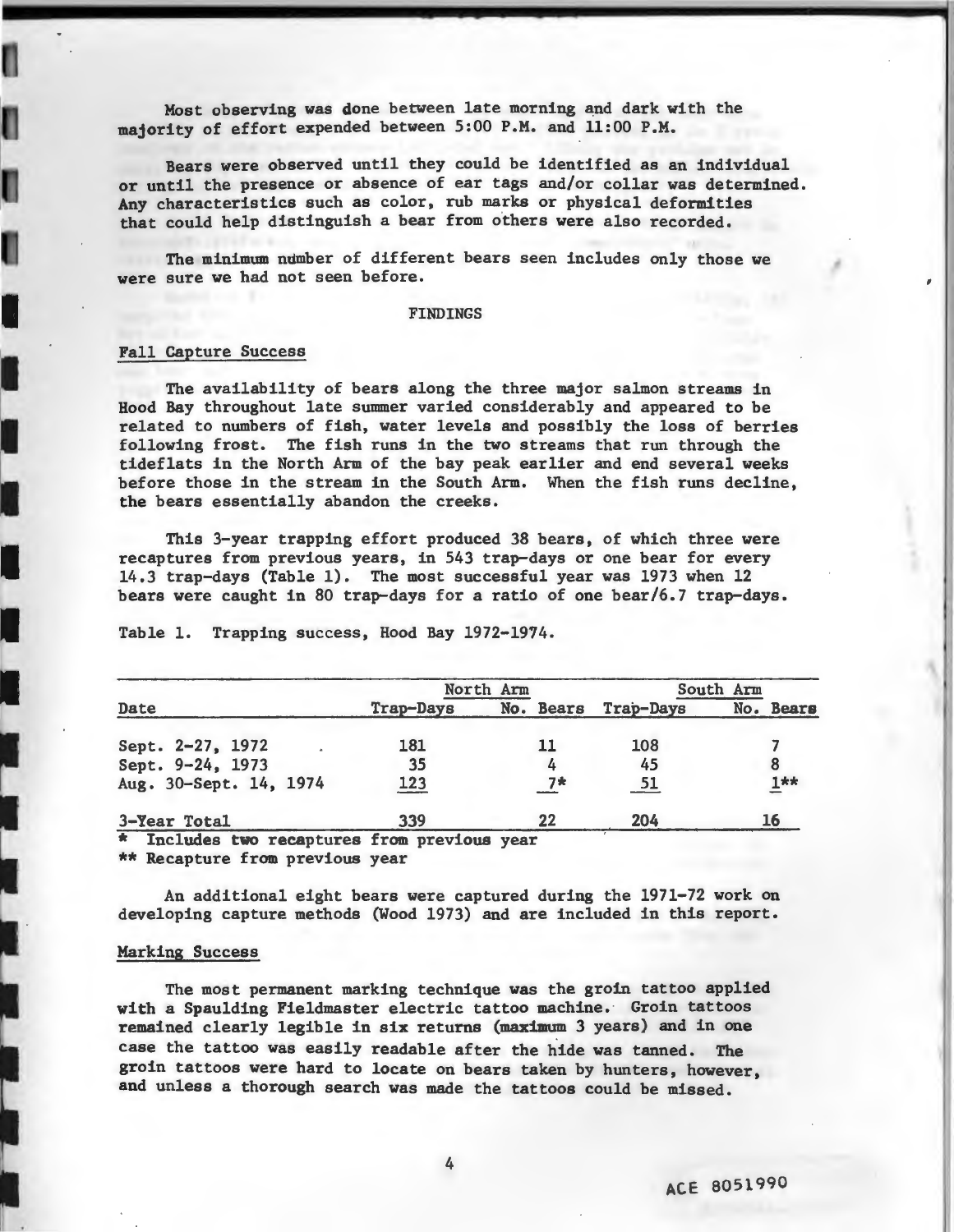Most observing was done between late morning and dark with the majority of effort expended between 5:00 P.M. and 11:00 P.M.

Bears were observed until they could be identified as an individual or until the presence or absence of ear tags and/or collar was determined. Any characteristics such as color, rub marks or physical deformities that could help distinguish a bear from others were also recorded.

The minimum number of different bears seen includes only those we were sure we had not seen before.

## FINDINGS

### Fall Capture Success

The availability of bears along the three major salmon streams in Hood Bay throughout late summer varied considerably and appeared to be related to numbers of fish, water levels and possibly the loss of berries following frost. The fish runs in the two streams that run through the tideflats in the North Arm of the bay peak earlier and end several weeks before those in the stream in the South Arm. When the fish runs decline, the bears essentially abandon the creeks.

This 3-year trapping effort produced 38 bears, of which three were recaptures from previous years, in 543 trap-days or one bear for every 14.3 trap-days (Table 1). The most successful year was 1973 when 12 bears were caught in 80 trap-days for a ratio of one bear/6.7 trap-days.

Table 1. Trapping success, Hood Bay 1972-1974.

| | North Arm | | South Arm | |
|---|---|---|---|---|
| Date | Trap-Days | No. Bears | Trap-Days | No. Bears |
| Sept. 2-27, 1972 | 181 | 11 | 108 | 7 |
| Sept. 9-24, 1973 | 35 | 4 | 45 | 8 |
| Aug. 30-Sept. 14, 1974 | 123 | 7* | 51 | 1** |
| 3-Year Total | 339 | 22 | 204 | 16 |

\* Includes two recaptures from previous year

** Recapture from previous year

An additional eight bears were captured during the 1971-72 work on developing capture methods (Wood 1973) and are included in this report.

### Marking Success

The most permanent marking technique was the groin tattoo applied with a Spaulding Fieldmaster electric tattoo machine. Groin tattoos remained clearly legible in six returns (maximum 3 years) and in one case the tattoo was easily readable after the hide was tanned. The groin tattoos were hard to locate on bears taken by hunters, however, and unless a thorough search was made the tattoos could be missed.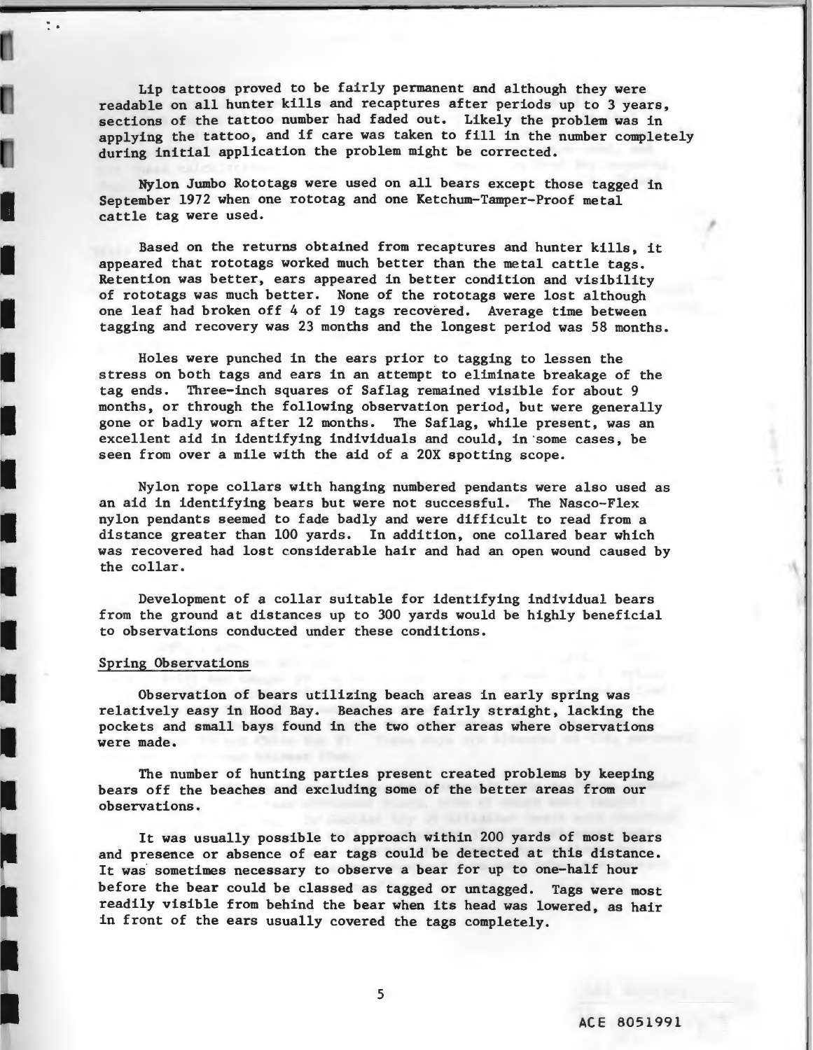Lip tattoos proved to be fairly permanent and although they were readable on all hunter kills and recaptures after periods up to 3 years, sections of the tattoo number had faded out. Likely the problem was in applying the tattoo, and if care was taken to fill in the number completely during initial application the problem might be corrected.

Nylon Jumbo Rototags were used on all bears except those tagged in September 1972 when one rototag and one Ketchum-Tamper-Proof metal cattle tag were used.

Based on the returns obtained from recaptures and hunter kills, it appeared that rototags worked much better than the metal cattle tags. Retention was better, ears appeared in better condition and visibility of rototags was much better. None of the rototags were lost although one leaf had broken off 4 of 19 tags recovered. Average time between tagging and recovery was 23 months and the longest period was 58 months.

Holes were punched in the ears prior to tagging to lessen the stress on both tags and ears in an attempt to eliminate breakage of the tag ends. Three-inch squares of Saflag remained visible for about 9 months, or through the following observation period, but were generally gone or badly worn after 12 months. The Saflag, while present, was an excellent aid in identifying individuals and could, in some cases, be seen from over a mile with the aid of a 20X spotting scope.

Nylon rope collars with hanging numbered pendants were also used as an aid in identifying bears but were not successful. The Nasco-Flex nylon pendants seemed to fade badly and were difficult to read from a distance greater than 100 yards. In addition, one collared bear which was recovered had lost considerable hair and had an open wound caused by the collar.

Development of a collar suitable for identifying individual bears from the ground at distances up to 300 yards would be highly beneficial to observations conducted under these conditions.

## Spring Observations

Observation of bears utilizing beach areas in early spring was relatively easy in Hood Bay. Beaches are fairly straight, lacking the pockets and small bays found in the two other areas where observations were made.

The number of hunting parties present created problems by keeping bears off the beaches and excluding some of the better areas from our observations.

It was usually possible to approach within 200 yards of most bears and presence or absence of ear tags could be detected at this distance. It was sometimes necessary to observe a bear for up to one-half hour before the bear could be classed as tagged or untagged. Tags were most readily visible from behind the bear when its head was lowered, as hair in front of the ears usually covered the tags completely.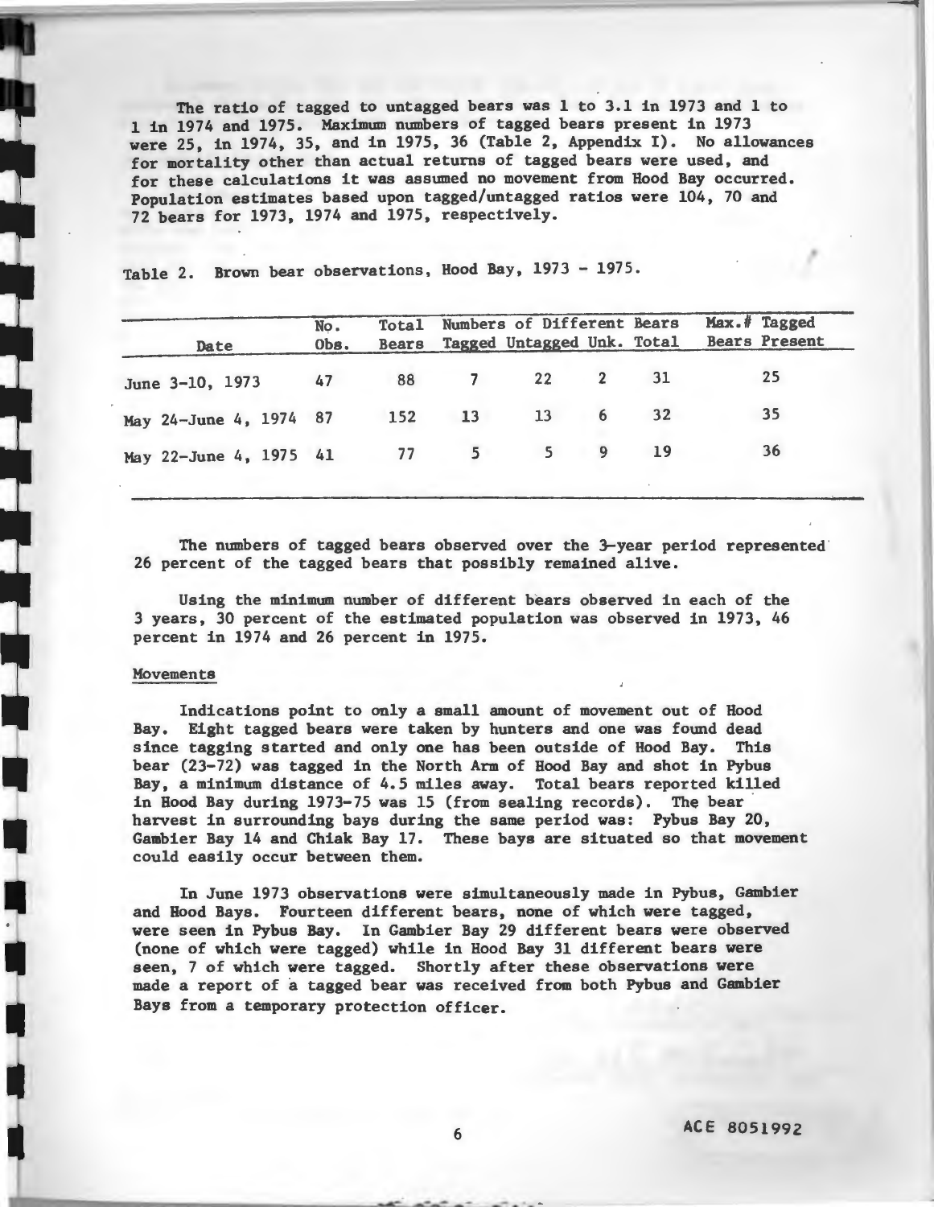The ratio of tagged to untagged bears was 1 to 3.1 in 1973 and 1 to 1 in 1974 and 1975. Maximum numbers of tagged bears present in 1973 were 25, in 1974, 35, and in 1975, 36 (Table 2, Appendix I). No allowances for mortality other than actual returns of tagged bears were used, and for these calculations it was assumed no movement from Hood Bay occurred. Population estimates based upon tagged/untagged ratios were 104, 70 and 72 bears for 1973, 1974 and 1975, respectively.

Table 2. Brown bear observations, Hood Bay, 1973 - 1975.

| Date | No. Obs. | Total Bears | Numbers of Different Bears Tagged | Untagged | Unk. | Total | Max.# Tagged Bears Present |
|---|---|---|---|---|---|---|---|
| June 3-10, 1973 | 47 | 88 | 7 | 22 | 2 | 31 | 25 |
| May 24-June 4, 1974 | 87 | 152 | 13 | 13 | 6 | 32 | 35 |
| May 22-June 4, 1975 | 41 | 77 | 5 | 5 | 9 | 19 | 36 |

The numbers of tagged bears observed over the 3-year period represented 26 percent of the tagged bears that possibly remained alive.

Using the minimum number of different bears observed in each of the 3 years, 30 percent of the estimated population was observed in 1973, 46 percent in 1974 and 26 percent in 1975.

### Movements

Indications point to only a small amount of movement out of Hood Bay. Eight tagged bears were taken by hunters and one was found dead since tagging started and only one has been outside of Hood Bay. This bear (23-72) was tagged in the North Arm of Hood Bay and shot in Pybus Bay, a minimum distance of 4.5 miles away. Total bears reported killed in Hood Bay during 1973-75 was 15 (from sealing records). The bear harvest in surrounding bays during the same period was: Pybus Bay 20, Gambier Bay 14 and Chiak Bay 17. These bays are situated so that movement could easily occur between them.

In June 1973 observations were simultaneously made in Pybus, Gambier and Hood Bays. Fourteen different bears, none of which were tagged, were seen in Pybus Bay. In Gambier Bay 29 different bears were observed (none of which were tagged) while in Hood Bay 31 different bears were seen, 7 of which were tagged. Shortly after these observations were made a report of a tagged bear was received from both Pybus and Gambier Bays from a temporary protection officer.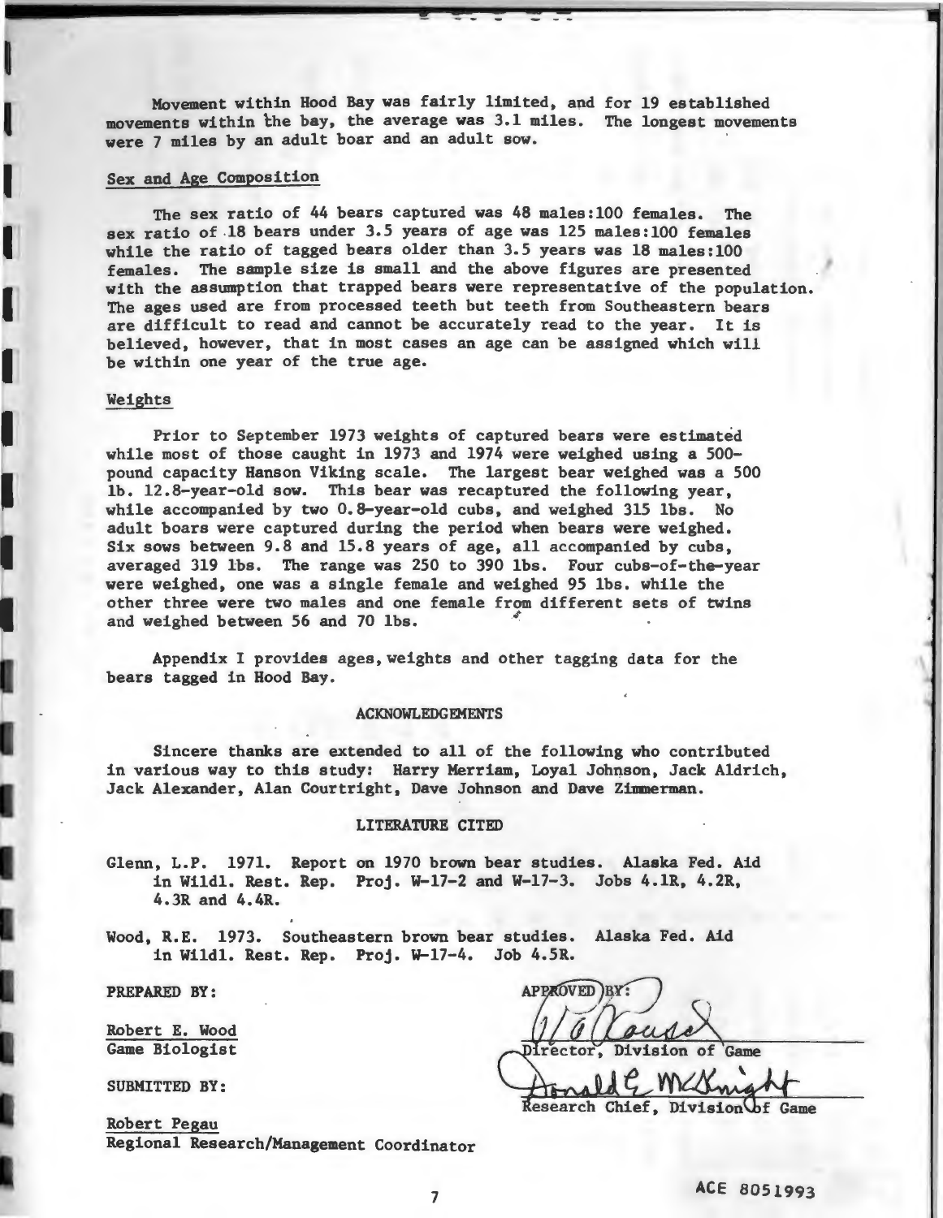Movement within Hood Bay was fairly limited, and for 19 established movements within the bay, the average was 3.1 miles. The longest movements were 7 miles by an adult boar and an adult sow.

### Sex and Age Composition

The sex ratio of 44 bears captured was 48 males:100 females. The sex ratio of 18 bears under 3.5 years of age was 125 males:100 females while the ratio of tagged bears older than 3.5 years was 18 males:100 females. The sample size is small and the above figures are presented with the assumption that trapped bears were representative of the population. The ages used are from processed teeth but teeth from Southeastern bears are difficult to read and cannot be accurately read to the year. It is believed, however, that in most cases an age can be assigned which will be within one year of the true age.

### Weights

Prior to September 1973 weights of captured bears were estimated while most of those caught in 1973 and 1974 were weighed using a 500-pound capacity Hanson Viking scale. The largest bear weighed was a 500 lb. 12.8-year-old sow. This bear was recaptured the following year, while accompanied by two 0.8-year-old cubs, and weighed 315 lbs. No adult boars were captured during the period when bears were weighed. Six sows between 9.8 and 15.8 years of age, all accompanied by cubs, averaged 319 lbs. The range was 250 to 390 lbs. Four cubs-of-the-year were weighed, one was a single female and weighed 95 lbs. while the other three were two males and one female from different sets of twins and weighed between 56 and 70 lbs.

Appendix I provides ages, weights and other tagging data for the bears tagged in Hood Bay.

## ACKNOWLEDGEMENTS

Sincere thanks are extended to all of the following who contributed in various way to this study: Harry Merriam, Loyal Johnson, Jack Aldrich, Jack Alexander, Alan Courtright, Dave Johnson and Dave Zimmerman.

## LITERATURE CITED

Glenn, L.P. 1971. Report on 1970 brown bear studies. Alaska Fed. Aid in Wildl. Rest. Rep. Proj. W-17-2 and W-17-3. Jobs 4.1R, 4.2R, 4.3R and 4.4R.

Wood, R.E. 1973. Southeastern brown bear studies. Alaska Fed. Aid in Wildl. Rest. Rep. Proj. W-17-4. Job 4.5R.

PREPARED BY:

Robert E. Wood
Game Biologist

SUBMITTED BY:

Robert Pegau
Regional Research/Management Coordinator

APPROVED BY:

Director, Division of Game

Donald E. McKnight
Research Chief, Division of Game

ACE 8051993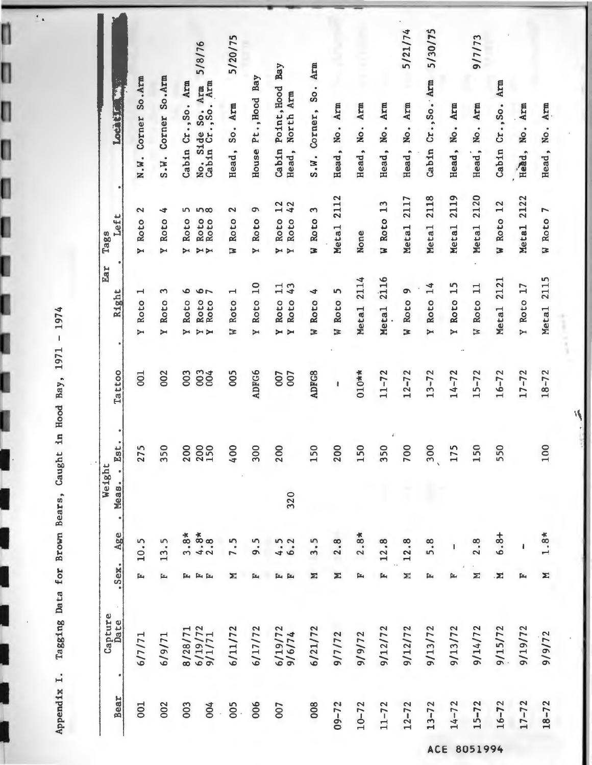Appendix I. Tagging Data for Brown Bears, Caught in Hood Bay, 1971 - 1974

| Bear | Capture Date | Sex | Age | Weight | | Tattoo | Ear Tags | | Location | |
|---|---|---|---|---|---|---|---|---|---|---|
| | | | | Meas. | Est. | | Right | Left | | |
| 001 | 6/7/71 | F | 10.5 | | 275 | 001 | Y Roto 1 | Y Roto 2 | N.W. Corner So.Arm | |
| 002 | 6/9/71 | F | 13.5 | | 350 | 002 | Y Roto 3 | Y Roto 4 | S.W. Corner So.Arm | |
| 003 | 8/28/71 | F | 3.8* | | 200 | 003 | Y Roto 6 | Y Roto 5 | Cabin Cr., So. Arm | |
| | 6/19/72 | F | 4.8* | | 200 | 003 | Y Roto 6 | Y Roto 5 | No. Side So. Arm | 5/8/76 |
| 004 | 9/1/71 | F | 2.8 | | 150 | 004 | Y Roto 7 | Y Roto 8 | Cabin Cr., So. Arm | |
| 005 | 6/11/72 | M | 7.5 | | 400 | 005 | W Roto 1 | W Roto 2 | Head, So. Arm | 5/20/75 |
| 006 | 6/17/72 | F | 9.5 | | 300 | ADFG6 | Y Roto 10 | Y Roto 9 | House Pt., Hood Bay | |
| 007 | 6/19/72 | F | 4.5 | | 200 | 007 | Y Roto 11 | Y Roto 12 | Cabin Point, Hood Bay | |
| | 9/6/74 | F | 6.2 | 320 | | 007 | Y Roto 43 | Y Roto 42 | Head, North Arm | |
| 008 | 6/21/72 | M | 3.5 | | 150 | ADFG8 | W Roto 4 | W Roto 3 | S.W. Corner, So. Arm | |
| 09-72 | 9/7/72 | M | 2.8 | | 200 | - | W Roto 5 | Metal 2112 | Head, No. Arm | |
| 10-72 | 9/9/72 | F | 2.8* | | 150 | 010** | Metal 2114 | None | Head, No. Arm | |
| 11-72 | 9/12/72 | F | 12.8 | | 350 | 11-72 | Metal 2116 | W Roto 13 | Head, No. Arm | |
| 12-72 | 9/12/72 | M | 12.8 | | 700 | 12-72 | W Roto 9 | Metal 2117 | Head, No. Arm | 5/21/74 |
| 13-72 | 9/13/72 | F | 5.8 | | 300 | 13-72 | Y Roto 14 | Metal 2118 | Cabin Cr., So. Arm | 5/30/75 |
| 14-72 | 9/13/72 | F | - | | 175 | 14-72 | Y Roto 15 | Metal 2119 | Head, No. Arm | |
| 15-72 | 9/14/72 | M | 2.8 | | 150 | 15-72 | W Roto 11 | Metal 2120 | Head, No. Arm | 9/7/73 |
| 16-72 | 9/15/72 | M | 6.8+ | | 550 | 16-72 | Metal 2121 | W Roto 12 | Cabin Cr., So. Arm | |
| 17-72 | 9/19/72 | F | - | | | 17-72 | Y Roto 17 | Metal 2122 | Head, No. Arm | |
| 18-72 | 9/9/72 | M | 1.8* | | 100 | 18-72 | Metal 2115 | W Roto 7 | Head, No. Arm | |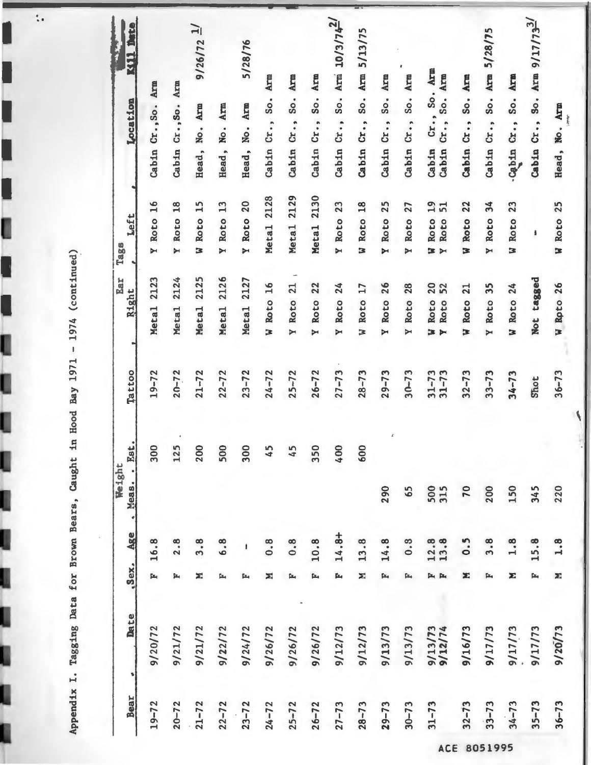Appendix I. Tagging Data for Brown Bears, Caught in Hood Bay 1971 - 1974 (continued)

| Bear | Date | Sex | Age | Weight Meas. | Weight Est. | Tattoo | Ear Tags Right | Ear Tags Left | Location | Kill Date |
|---|---|---|---|---|---|---|---|---|---|---|
| 19-72 | 9/20/72 | F | 16.8 | | 300 | 19-72 | Metal 2123 | Y Roto 16 | Cabin Cr., So. Arm | |
| 20-72 | 9/21/72 | F | 2.8 | | 125 | 20-72 | Metal 2124 | Y Roto 18 | Cabin Cr., So. Arm | |
| 21-72 | 9/21/72 | M | 3.8 | | 200 | 21-72 | Metal 2125 | W Roto 15 | Head, No. Arm | 9/26/72 1/ |
| 22-72 | 9/22/72 | F | 6.8 | | 500 | 22-72 | Metal 2126 | Y Roto 13 | Head, No. Arm | |
| 23-72 | 9/24/72 | F | - | | 300 | 23-72 | Metal 2127 | Y Roto 20 | Head, No. Arm | 5/28/76 |
| 24-72 | 9/26/72 | M | 0.8 | | 45 | 24-72 | W Roto 16 | Metal 2128 | Cabin Cr., So. Arm | |
| 25-72 | 9/26/72 | F | 0.8 | | 45 | 25-72 | Y Roto 21 | Metal 2129 | Cabin Cr., So. Arm | |
| 26-72 | 9/26/72 | F | 10.8 | | 350 | 26-72 | Y Roto 22 | Metal 2130 | Cabin Cr., So. Arm | |
| 27-73 | 9/12/73 | F | 14.8+ | | 400 | 27-73 | Y Roto 24 | Y Roto 23 | Cabin Cr., So. Arm | 10/3/74 2/ |
| 28-73 | 9/12/73 | M | 13.8 | | 600 | 28-73 | W Roto 17 | W Roto 18 | Cabin Cr., So. Arm | 5/13/75 |
| 29-73 | 9/13/73 | F | 14.8 | 290 | | 29-73 | Y Roto 26 | Y Roto 25 | Cabin Cr., So. Arm | |
| 30-73 | 9/13/73 | F | 0.8 | 65 | | 30-73 | Y Roto 28 | Y Roto 27 | Cabin Cr., So. Arm | |
| 31-73 | 9/13/73<br>9/12/74 | F<br>F | 12.8<br>13.8 | 500<br>315 | | 31-73<br>31-73 | W Roto 20<br>Y Roto 52 | W Roto 19<br>Y Roto 51 | Cabin Cr., So. Arm<br>Cabin Cr., So. Arm | |
| 32-73 | 9/16/73 | M | 0.5 | 70 | | 32-73 | W Roto 21 | W Roto 22 | Cabin Cr., So. Arm | |
| 33-73 | 9/17/73 | F | 3.8 | 200 | | 33-73 | Y Roto 35 | Y Roto 34 | Cabin Cr., So. Arm | 5/28/75 |
| 34-73 | 9/17/73 | M | 1.8 | 150 | | 34-73 | W Roto 24 | W Roto 23 | Cabin Cr., So. Arm | |
| 35-73 | 9/17/73 | F | 15.8 | 345 | | Shot | Not tagged | - | Cabin Cr., So. Arm | 9/17/73 3/ |
| 36-73 | 9/20/73 | M | 1.8 | 220 | | 36-73 | W Roto 26 | W Roto 25 | Head, No. Arm | |

ACE 8051995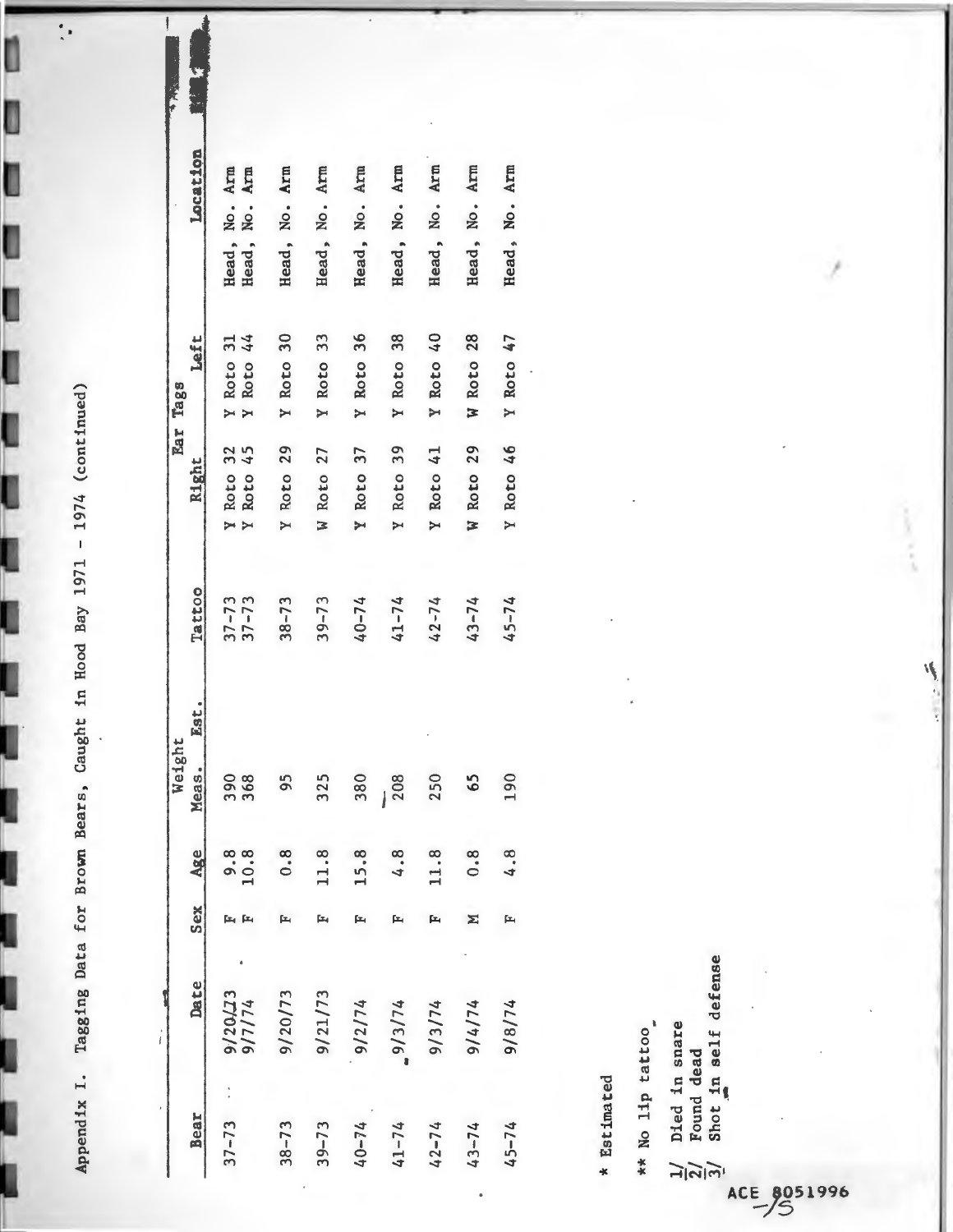Appendix I. Tagging Data for Brown Bears, Caught in Hood Bay 1971 - 1974 (continued)

| Bear | Date | Sex | Age | Weight | | Tattoo | Ear Tags | | Location |
|---|---|---|---|---|---|---|---|---|---|
| | | | | Meas. | Est. | | Right | Left | |
| 37-73 | 9/20/73 | F | 9.8 | 390 | | 37-73 | Y Roto 32 | Y Roto 31 | Head, No. Arm |
| | 9/7/74 | F | 10.8 | 368 | | 37-73 | Y Roto 45 | Y Roto 44 | Head, No. Arm |
| 38-73 | 9/20/73 | F | 0.8 | 95 | | 38-73 | Y Roto 29 | Y Roto 30 | Head, No. Arm |
| 39-73 | 9/21/73 | F | 11.8 | 325 | | 39-73 | W Roto 27 | Y Roto 33 | Head, No. Arm |
| 40-74 | 9/2/74 | F | 15.8 | 380 | | 40-74 | Y Roto 37 | Y Roto 36 | Head, No. Arm |
| 41-74 | 9/3/74 | F | 4.8 | 208 | | 41-74 | Y Roto 39 | Y Roto 38 | Head, No. Arm |
| 42-74 | 9/3/74 | F | 11.8 | 250 | | 42-74 | Y Roto 41 | Y Roto 40 | Head, No. Arm |
| 43-74 | 9/4/74 | M | 0.8 | 65 | | 43-74 | W Roto 29 | W Roto 28 | Head, No. Arm |
| 45-74 | 9/8/74 | F | 4.8 | 190 | | 45-74 | Y Roto 46 | Y Roto 47 | Head, No. Arm |

\* Estimated

\*\* No lip tattoo

1/ Died in snare
2/ Found dead
3/ Shot in self defense

ACE 8051996